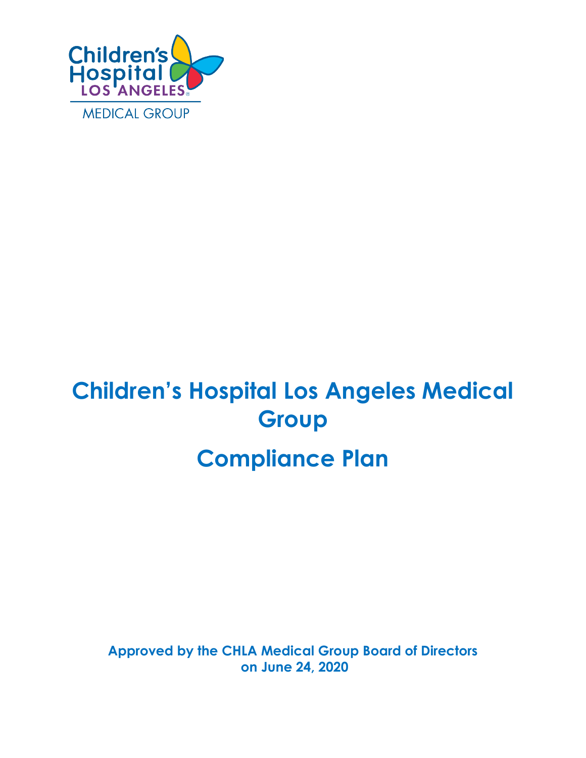Children's Hospital LOS ANGELES

MEDICAL GROUP

# Children's Hospital Los Angeles Medical Group

# Compliance Plan

**Approved by the CHLA Medical Group Board of Directors on June 24, 2020**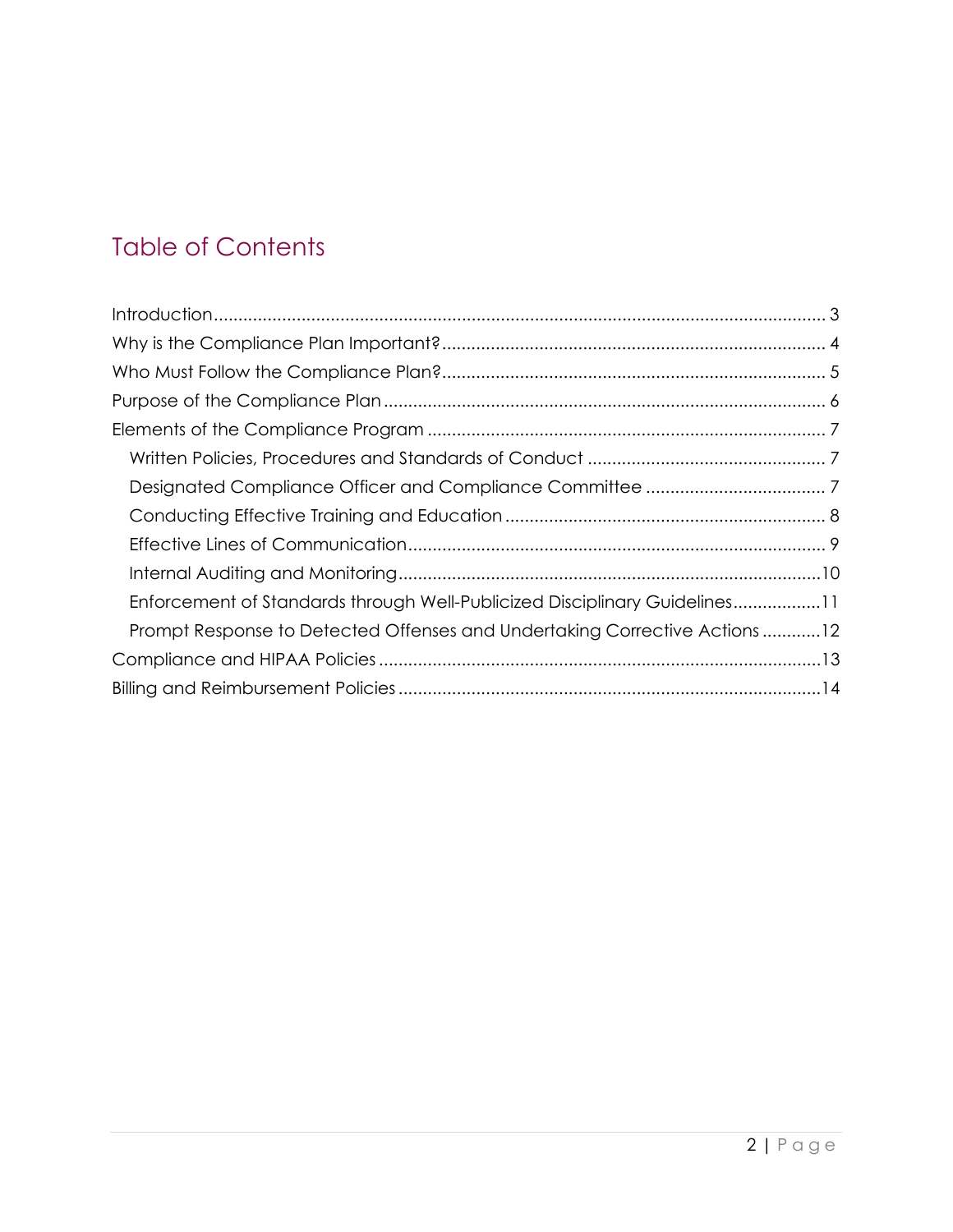## Table of Contents

- Introduction ........ 3
- Why is the Compliance Plan Important? ........ 4
- Who Must Follow the Compliance Plan? ........ 5
- Purpose of the Compliance Plan ........ 6
- Elements of the Compliance Program ........ 7
  - Written Policies, Procedures and Standards of Conduct ........ 7
  - Designated Compliance Officer and Compliance Committee ........ 7
  - Conducting Effective Training and Education ........ 8
  - Effective Lines of Communication ........ 9
  - Internal Auditing and Monitoring ........ 10
  - Enforcement of Standards through Well-Publicized Disciplinary Guidelines ........ 11
  - Prompt Response to Detected Offenses and Undertaking Corrective Actions ........ 12
- Compliance and HIPAA Policies ........ 13
- Billing and Reimbursement Policies ........ 14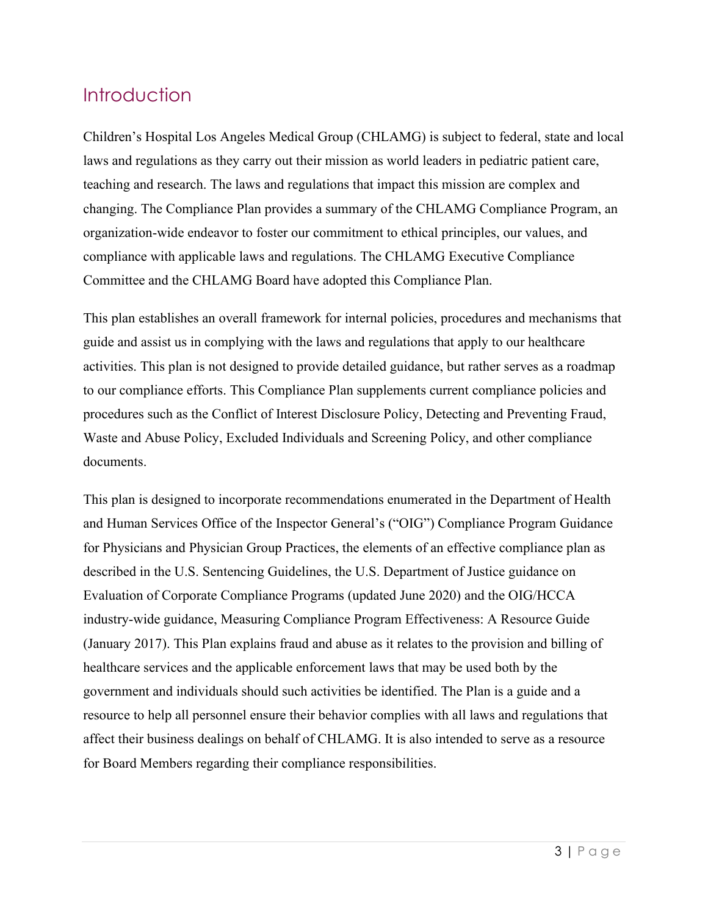# Introduction

Children's Hospital Los Angeles Medical Group (CHLAMG) is subject to federal, state and local laws and regulations as they carry out their mission as world leaders in pediatric patient care, teaching and research. The laws and regulations that impact this mission are complex and changing. The Compliance Plan provides a summary of the CHLAMG Compliance Program, an organization-wide endeavor to foster our commitment to ethical principles, our values, and compliance with applicable laws and regulations. The CHLAMG Executive Compliance Committee and the CHLAMG Board have adopted this Compliance Plan.

This plan establishes an overall framework for internal policies, procedures and mechanisms that guide and assist us in complying with the laws and regulations that apply to our healthcare activities. This plan is not designed to provide detailed guidance, but rather serves as a roadmap to our compliance efforts. This Compliance Plan supplements current compliance policies and procedures such as the Conflict of Interest Disclosure Policy, Detecting and Preventing Fraud, Waste and Abuse Policy, Excluded Individuals and Screening Policy, and other compliance documents.

This plan is designed to incorporate recommendations enumerated in the Department of Health and Human Services Office of the Inspector General's ("OIG") Compliance Program Guidance for Physicians and Physician Group Practices, the elements of an effective compliance plan as described in the U.S. Sentencing Guidelines, the U.S. Department of Justice guidance on Evaluation of Corporate Compliance Programs (updated June 2020) and the OIG/HCCA industry-wide guidance, Measuring Compliance Program Effectiveness: A Resource Guide (January 2017). This Plan explains fraud and abuse as it relates to the provision and billing of healthcare services and the applicable enforcement laws that may be used both by the government and individuals should such activities be identified. The Plan is a guide and a resource to help all personnel ensure their behavior complies with all laws and regulations that affect their business dealings on behalf of CHLAMG. It is also intended to serve as a resource for Board Members regarding their compliance responsibilities.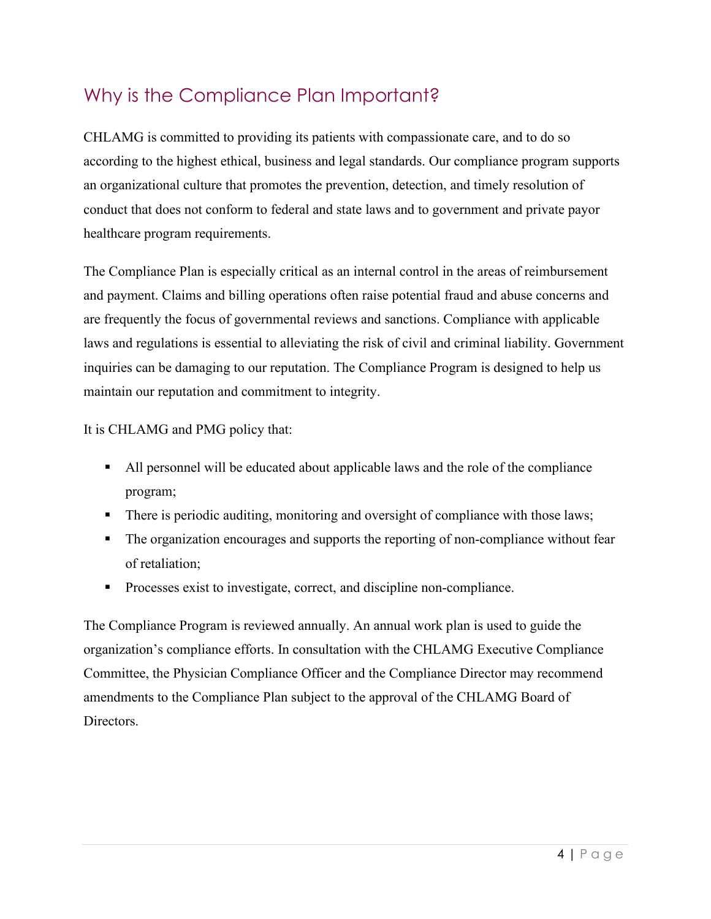## Why is the Compliance Plan Important?

CHLAMG is committed to providing its patients with compassionate care, and to do so according to the highest ethical, business and legal standards. Our compliance program supports an organizational culture that promotes the prevention, detection, and timely resolution of conduct that does not conform to federal and state laws and to government and private payor healthcare program requirements.

The Compliance Plan is especially critical as an internal control in the areas of reimbursement and payment. Claims and billing operations often raise potential fraud and abuse concerns and are frequently the focus of governmental reviews and sanctions. Compliance with applicable laws and regulations is essential to alleviating the risk of civil and criminal liability. Government inquiries can be damaging to our reputation. The Compliance Program is designed to help us maintain our reputation and commitment to integrity.

It is CHLAMG and PMG policy that:

- All personnel will be educated about applicable laws and the role of the compliance program;
- There is periodic auditing, monitoring and oversight of compliance with those laws;
- The organization encourages and supports the reporting of non-compliance without fear of retaliation;
- Processes exist to investigate, correct, and discipline non-compliance.

The Compliance Program is reviewed annually. An annual work plan is used to guide the organization's compliance efforts. In consultation with the CHLAMG Executive Compliance Committee, the Physician Compliance Officer and the Compliance Director may recommend amendments to the Compliance Plan subject to the approval of the CHLAMG Board of Directors.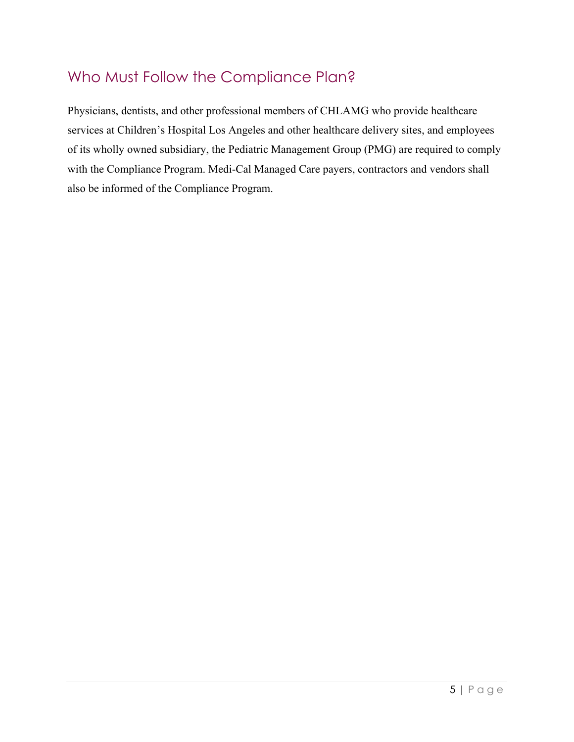## Who Must Follow the Compliance Plan?

Physicians, dentists, and other professional members of CHLAMG who provide healthcare services at Children's Hospital Los Angeles and other healthcare delivery sites, and employees of its wholly owned subsidiary, the Pediatric Management Group (PMG) are required to comply with the Compliance Program. Medi-Cal Managed Care payers, contractors and vendors shall also be informed of the Compliance Program.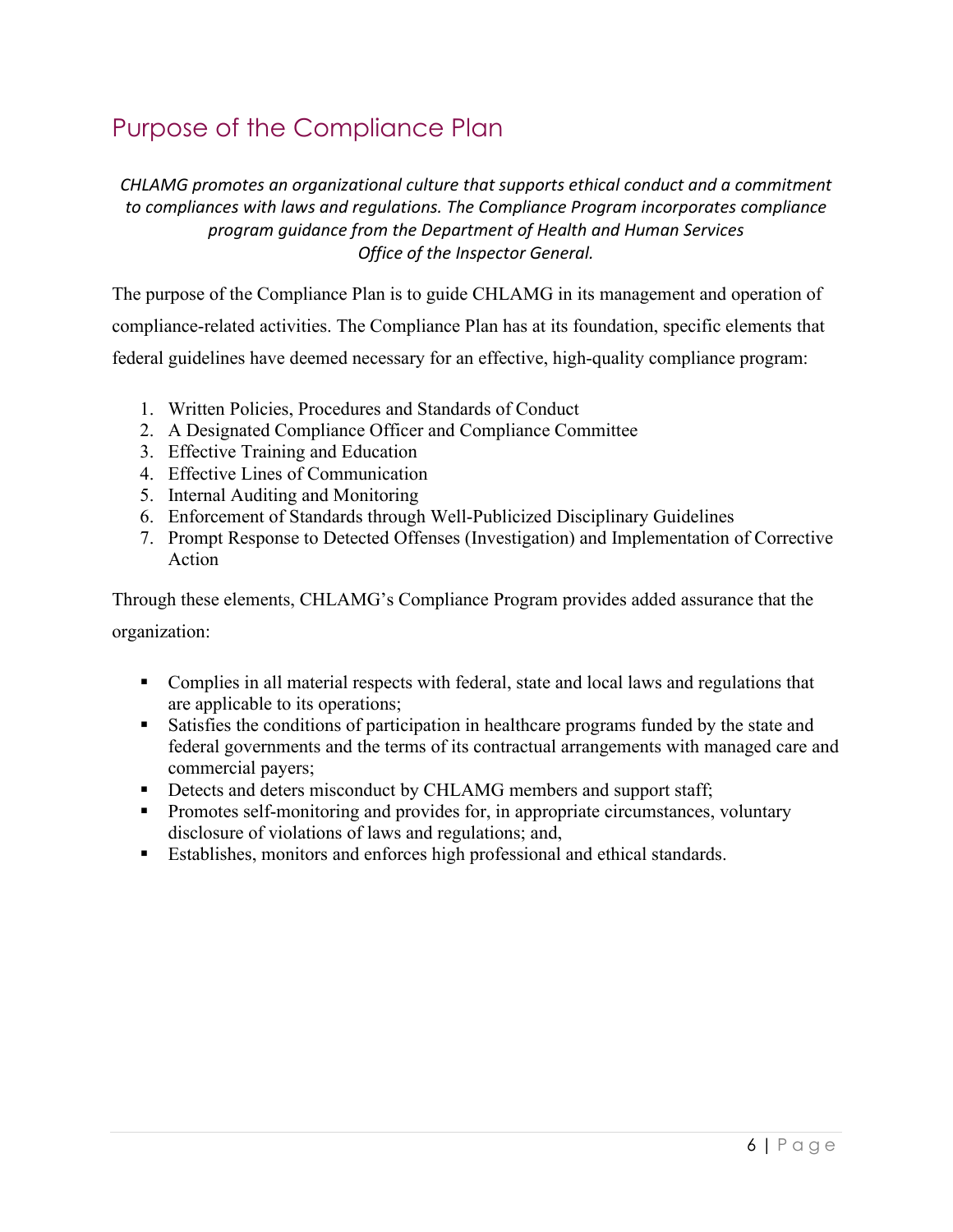# Purpose of the Compliance Plan

*CHLAMG promotes an organizational culture that supports ethical conduct and a commitment to compliances with laws and regulations. The Compliance Program incorporates compliance program guidance from the Department of Health and Human Services Office of the Inspector General.*

The purpose of the Compliance Plan is to guide CHLAMG in its management and operation of compliance-related activities. The Compliance Plan has at its foundation, specific elements that federal guidelines have deemed necessary for an effective, high-quality compliance program:

1. Written Policies, Procedures and Standards of Conduct
2. A Designated Compliance Officer and Compliance Committee
3. Effective Training and Education
4. Effective Lines of Communication
5. Internal Auditing and Monitoring
6. Enforcement of Standards through Well-Publicized Disciplinary Guidelines
7. Prompt Response to Detected Offenses (Investigation) and Implementation of Corrective Action

Through these elements, CHLAMG's Compliance Program provides added assurance that the organization:

- Complies in all material respects with federal, state and local laws and regulations that are applicable to its operations;
- Satisfies the conditions of participation in healthcare programs funded by the state and federal governments and the terms of its contractual arrangements with managed care and commercial payers;
- Detects and deters misconduct by CHLAMG members and support staff;
- Promotes self-monitoring and provides for, in appropriate circumstances, voluntary disclosure of violations of laws and regulations; and,
- Establishes, monitors and enforces high professional and ethical standards.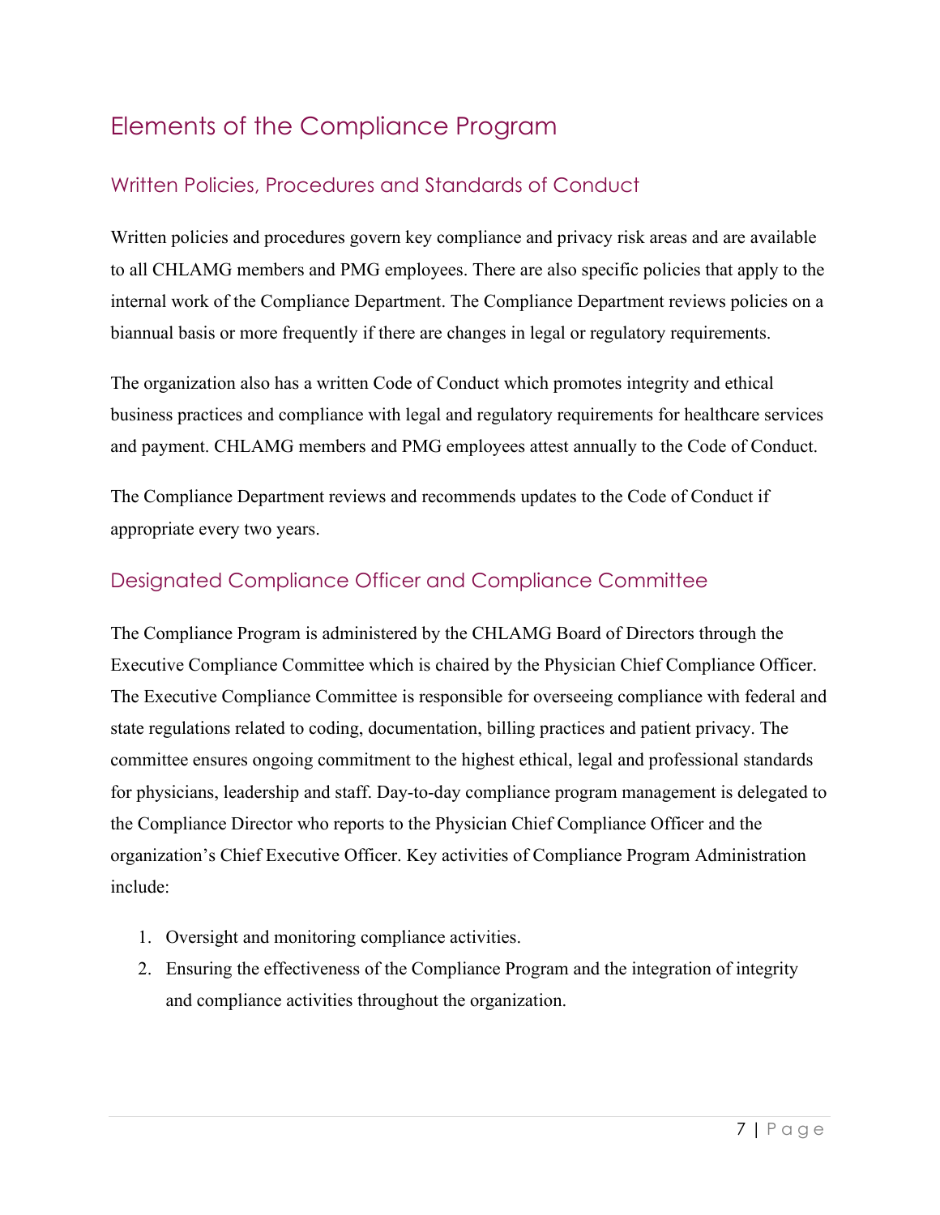# Elements of the Compliance Program

## Written Policies, Procedures and Standards of Conduct

Written policies and procedures govern key compliance and privacy risk areas and are available to all CHLAMG members and PMG employees. There are also specific policies that apply to the internal work of the Compliance Department. The Compliance Department reviews policies on a biannual basis or more frequently if there are changes in legal or regulatory requirements.

The organization also has a written Code of Conduct which promotes integrity and ethical business practices and compliance with legal and regulatory requirements for healthcare services and payment. CHLAMG members and PMG employees attest annually to the Code of Conduct.

The Compliance Department reviews and recommends updates to the Code of Conduct if appropriate every two years.

## Designated Compliance Officer and Compliance Committee

The Compliance Program is administered by the CHLAMG Board of Directors through the Executive Compliance Committee which is chaired by the Physician Chief Compliance Officer. The Executive Compliance Committee is responsible for overseeing compliance with federal and state regulations related to coding, documentation, billing practices and patient privacy. The committee ensures ongoing commitment to the highest ethical, legal and professional standards for physicians, leadership and staff. Day-to-day compliance program management is delegated to the Compliance Director who reports to the Physician Chief Compliance Officer and the organization's Chief Executive Officer. Key activities of Compliance Program Administration include:

1. Oversight and monitoring compliance activities.
2. Ensuring the effectiveness of the Compliance Program and the integration of integrity and compliance activities throughout the organization.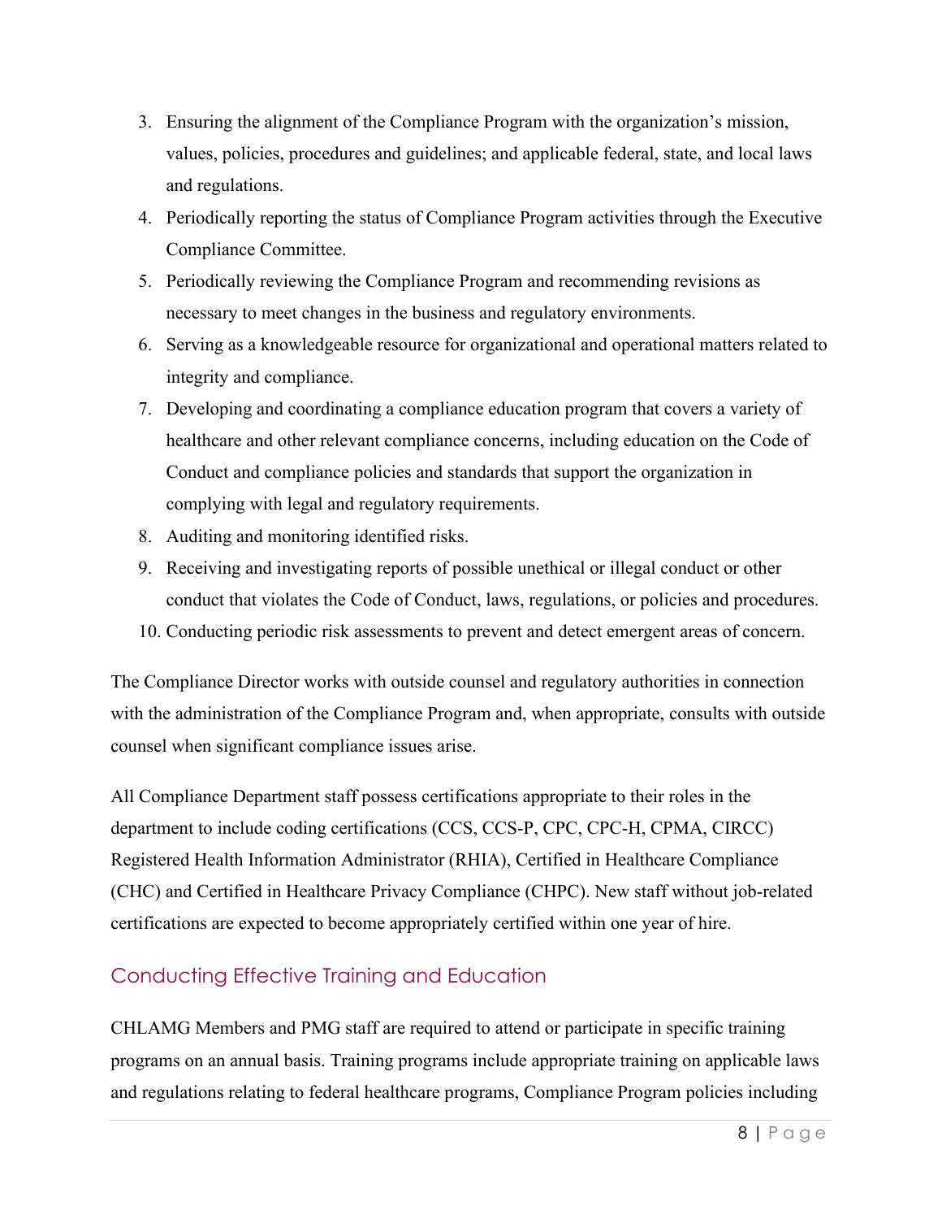3. Ensuring the alignment of the Compliance Program with the organization's mission, values, policies, procedures and guidelines; and applicable federal, state, and local laws and regulations.
4. Periodically reporting the status of Compliance Program activities through the Executive Compliance Committee.
5. Periodically reviewing the Compliance Program and recommending revisions as necessary to meet changes in the business and regulatory environments.
6. Serving as a knowledgeable resource for organizational and operational matters related to integrity and compliance.
7. Developing and coordinating a compliance education program that covers a variety of healthcare and other relevant compliance concerns, including education on the Code of Conduct and compliance policies and standards that support the organization in complying with legal and regulatory requirements.
8. Auditing and monitoring identified risks.
9. Receiving and investigating reports of possible unethical or illegal conduct or other conduct that violates the Code of Conduct, laws, regulations, or policies and procedures.
10. Conducting periodic risk assessments to prevent and detect emergent areas of concern.

The Compliance Director works with outside counsel and regulatory authorities in connection with the administration of the Compliance Program and, when appropriate, consults with outside counsel when significant compliance issues arise.

All Compliance Department staff possess certifications appropriate to their roles in the department to include coding certifications (CCS, CCS-P, CPC, CPC-H, CPMA, CIRCC) Registered Health Information Administrator (RHIA), Certified in Healthcare Compliance (CHC) and Certified in Healthcare Privacy Compliance (CHPC). New staff without job-related certifications are expected to become appropriately certified within one year of hire.

## Conducting Effective Training and Education

CHLAMG Members and PMG staff are required to attend or participate in specific training programs on an annual basis. Training programs include appropriate training on applicable laws and regulations relating to federal healthcare programs, Compliance Program policies including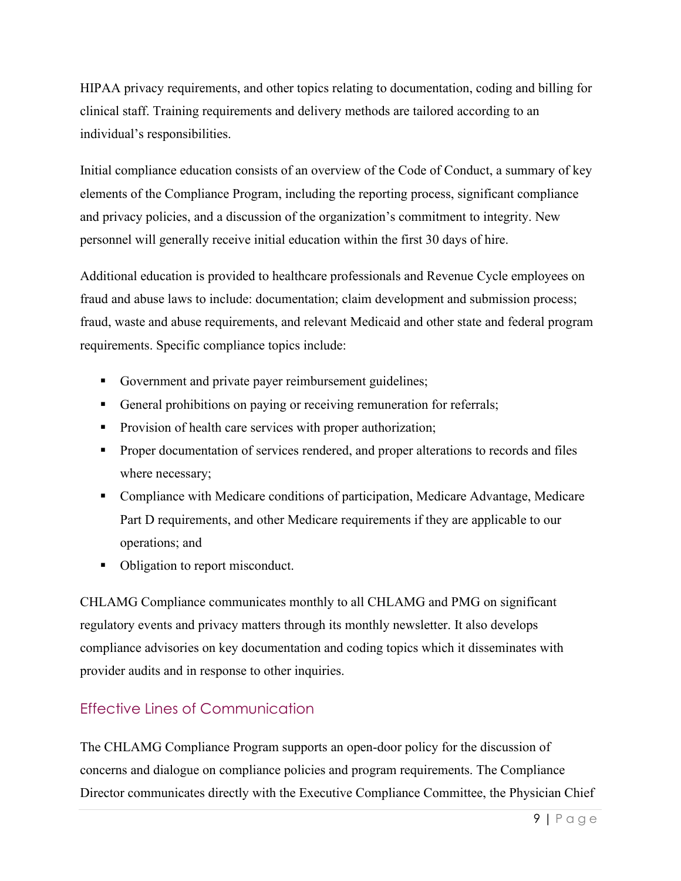HIPAA privacy requirements, and other topics relating to documentation, coding and billing for clinical staff. Training requirements and delivery methods are tailored according to an individual's responsibilities.

Initial compliance education consists of an overview of the Code of Conduct, a summary of key elements of the Compliance Program, including the reporting process, significant compliance and privacy policies, and a discussion of the organization's commitment to integrity. New personnel will generally receive initial education within the first 30 days of hire.

Additional education is provided to healthcare professionals and Revenue Cycle employees on fraud and abuse laws to include: documentation; claim development and submission process; fraud, waste and abuse requirements, and relevant Medicaid and other state and federal program requirements. Specific compliance topics include:

- Government and private payer reimbursement guidelines;
- General prohibitions on paying or receiving remuneration for referrals;
- Provision of health care services with proper authorization;
- Proper documentation of services rendered, and proper alterations to records and files where necessary;
- Compliance with Medicare conditions of participation, Medicare Advantage, Medicare Part D requirements, and other Medicare requirements if they are applicable to our operations; and
- Obligation to report misconduct.

CHLAMG Compliance communicates monthly to all CHLAMG and PMG on significant regulatory events and privacy matters through its monthly newsletter. It also develops compliance advisories on key documentation and coding topics which it disseminates with provider audits and in response to other inquiries.

## Effective Lines of Communication

The CHLAMG Compliance Program supports an open-door policy for the discussion of concerns and dialogue on compliance policies and program requirements. The Compliance Director communicates directly with the Executive Compliance Committee, the Physician Chief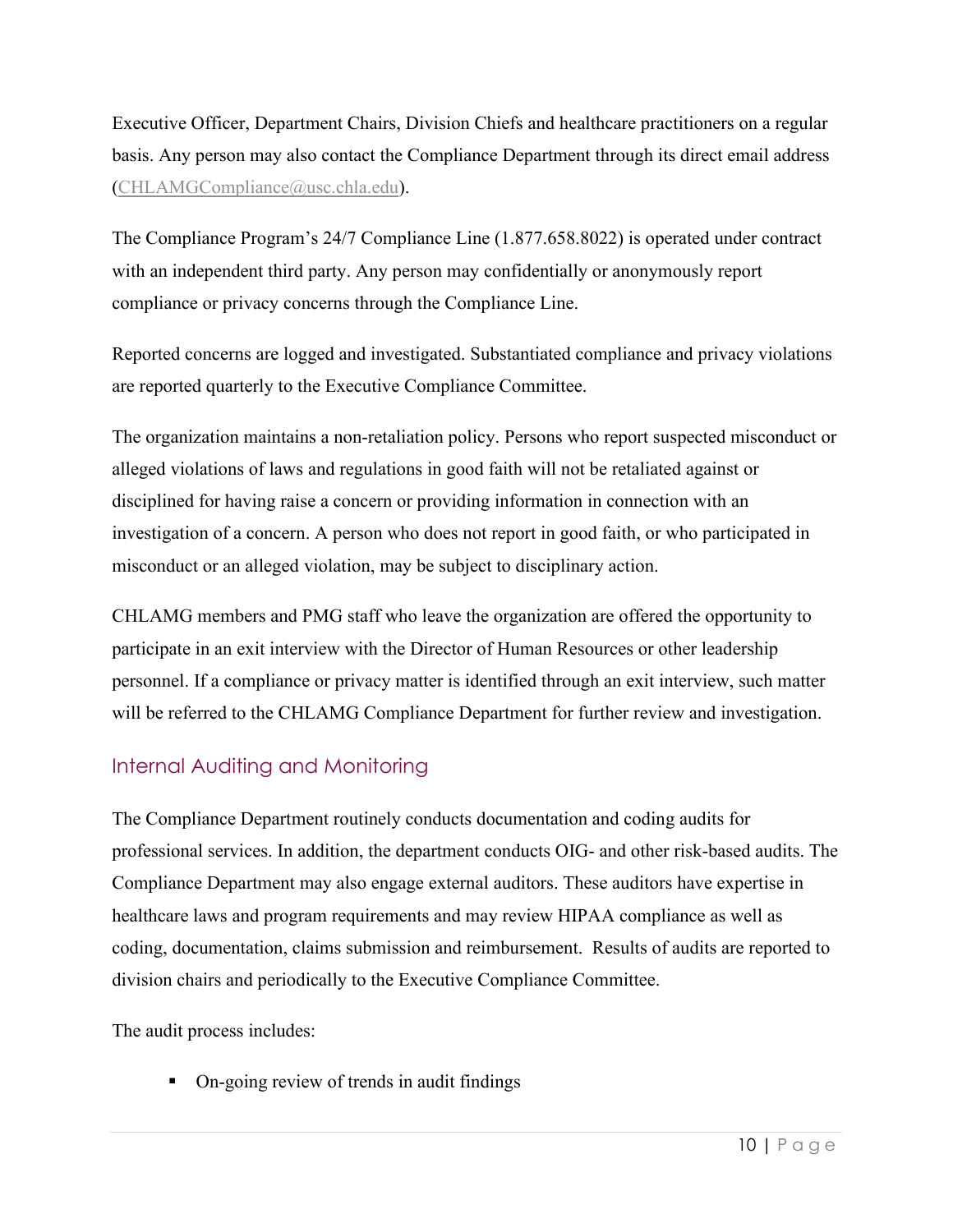Executive Officer, Department Chairs, Division Chiefs and healthcare practitioners on a regular basis. Any person may also contact the Compliance Department through its direct email address (CHLAMGCompliance@usc.chla.edu).

The Compliance Program's 24/7 Compliance Line (1.877.658.8022) is operated under contract with an independent third party. Any person may confidentially or anonymously report compliance or privacy concerns through the Compliance Line.

Reported concerns are logged and investigated. Substantiated compliance and privacy violations are reported quarterly to the Executive Compliance Committee.

The organization maintains a non-retaliation policy. Persons who report suspected misconduct or alleged violations of laws and regulations in good faith will not be retaliated against or disciplined for having raise a concern or providing information in connection with an investigation of a concern. A person who does not report in good faith, or who participated in misconduct or an alleged violation, may be subject to disciplinary action.

CHLAMG members and PMG staff who leave the organization are offered the opportunity to participate in an exit interview with the Director of Human Resources or other leadership personnel. If a compliance or privacy matter is identified through an exit interview, such matter will be referred to the CHLAMG Compliance Department for further review and investigation.

## Internal Auditing and Monitoring

The Compliance Department routinely conducts documentation and coding audits for professional services. In addition, the department conducts OIG- and other risk-based audits. The Compliance Department may also engage external auditors. These auditors have expertise in healthcare laws and program requirements and may review HIPAA compliance as well as coding, documentation, claims submission and reimbursement. Results of audits are reported to division chairs and periodically to the Executive Compliance Committee.

The audit process includes:

- On-going review of trends in audit findings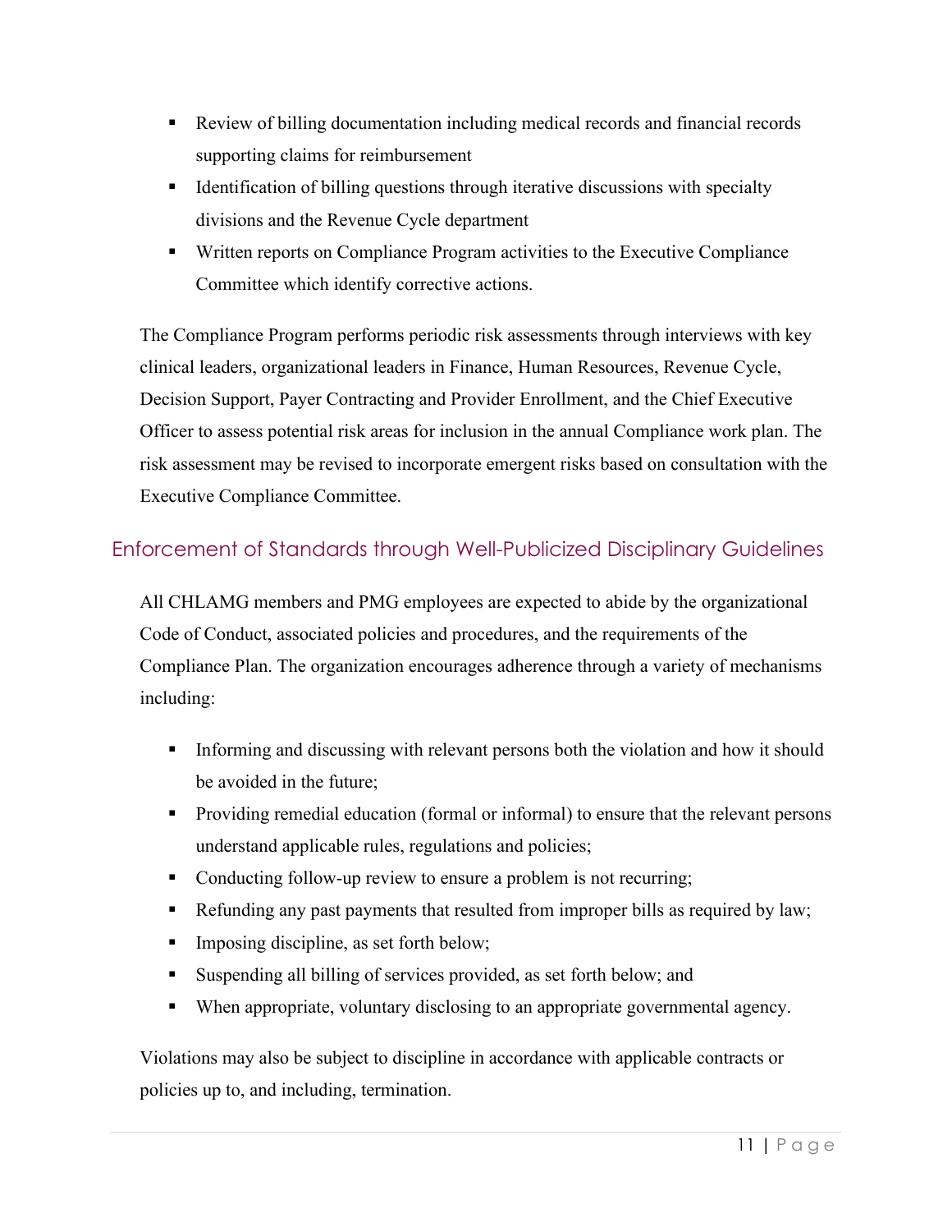- Review of billing documentation including medical records and financial records supporting claims for reimbursement
- Identification of billing questions through iterative discussions with specialty divisions and the Revenue Cycle department
- Written reports on Compliance Program activities to the Executive Compliance Committee which identify corrective actions.

The Compliance Program performs periodic risk assessments through interviews with key clinical leaders, organizational leaders in Finance, Human Resources, Revenue Cycle, Decision Support, Payer Contracting and Provider Enrollment, and the Chief Executive Officer to assess potential risk areas for inclusion in the annual Compliance work plan. The risk assessment may be revised to incorporate emergent risks based on consultation with the Executive Compliance Committee.

## Enforcement of Standards through Well-Publicized Disciplinary Guidelines

All CHLAMG members and PMG employees are expected to abide by the organizational Code of Conduct, associated policies and procedures, and the requirements of the Compliance Plan. The organization encourages adherence through a variety of mechanisms including:

- Informing and discussing with relevant persons both the violation and how it should be avoided in the future;
- Providing remedial education (formal or informal) to ensure that the relevant persons understand applicable rules, regulations and policies;
- Conducting follow-up review to ensure a problem is not recurring;
- Refunding any past payments that resulted from improper bills as required by law;
- Imposing discipline, as set forth below;
- Suspending all billing of services provided, as set forth below; and
- When appropriate, voluntary disclosing to an appropriate governmental agency.

Violations may also be subject to discipline in accordance with applicable contracts or policies up to, and including, termination.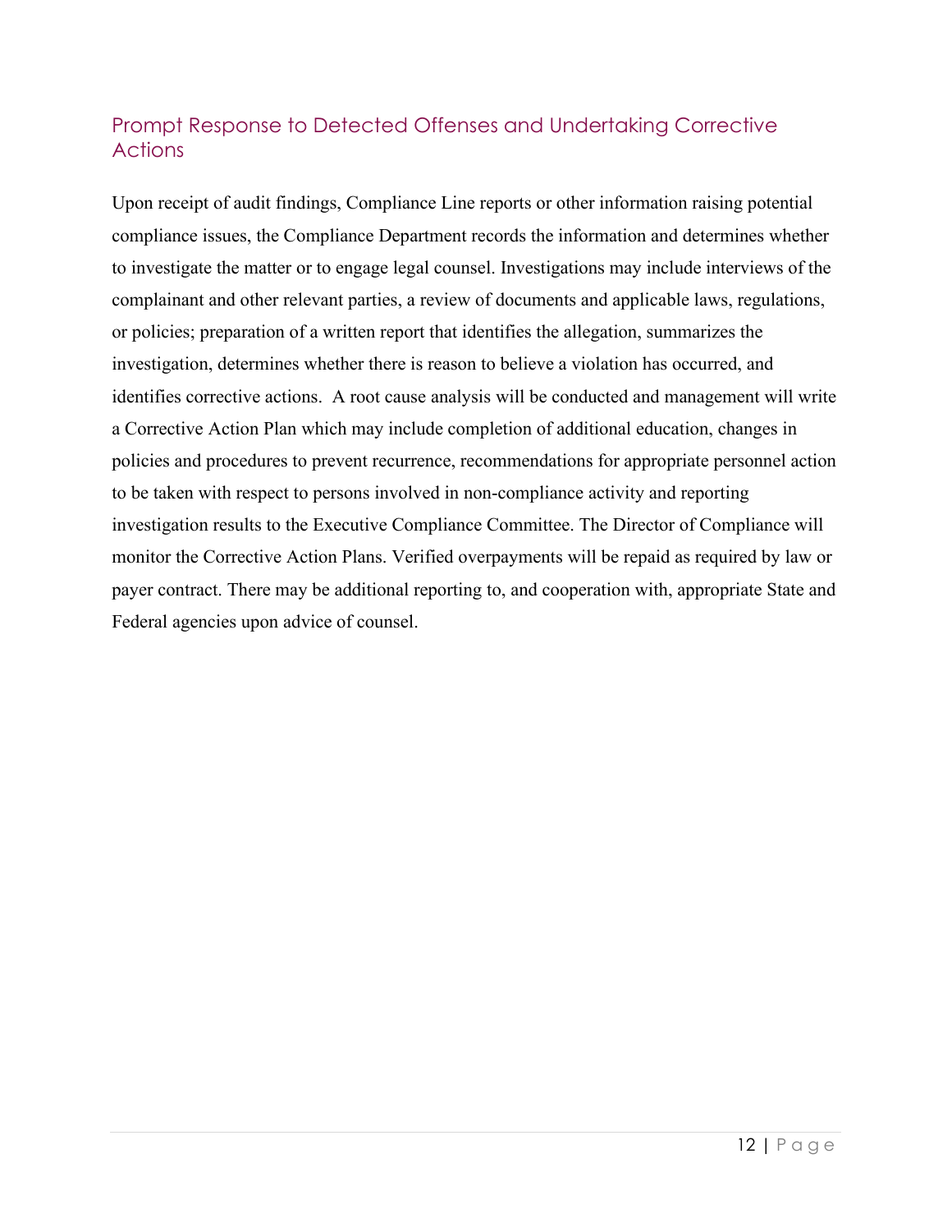## Prompt Response to Detected Offenses and Undertaking Corrective Actions

Upon receipt of audit findings, Compliance Line reports or other information raising potential compliance issues, the Compliance Department records the information and determines whether to investigate the matter or to engage legal counsel. Investigations may include interviews of the complainant and other relevant parties, a review of documents and applicable laws, regulations, or policies; preparation of a written report that identifies the allegation, summarizes the investigation, determines whether there is reason to believe a violation has occurred, and identifies corrective actions. A root cause analysis will be conducted and management will write a Corrective Action Plan which may include completion of additional education, changes in policies and procedures to prevent recurrence, recommendations for appropriate personnel action to be taken with respect to persons involved in non-compliance activity and reporting investigation results to the Executive Compliance Committee. The Director of Compliance will monitor the Corrective Action Plans. Verified overpayments will be repaid as required by law or payer contract. There may be additional reporting to, and cooperation with, appropriate State and Federal agencies upon advice of counsel.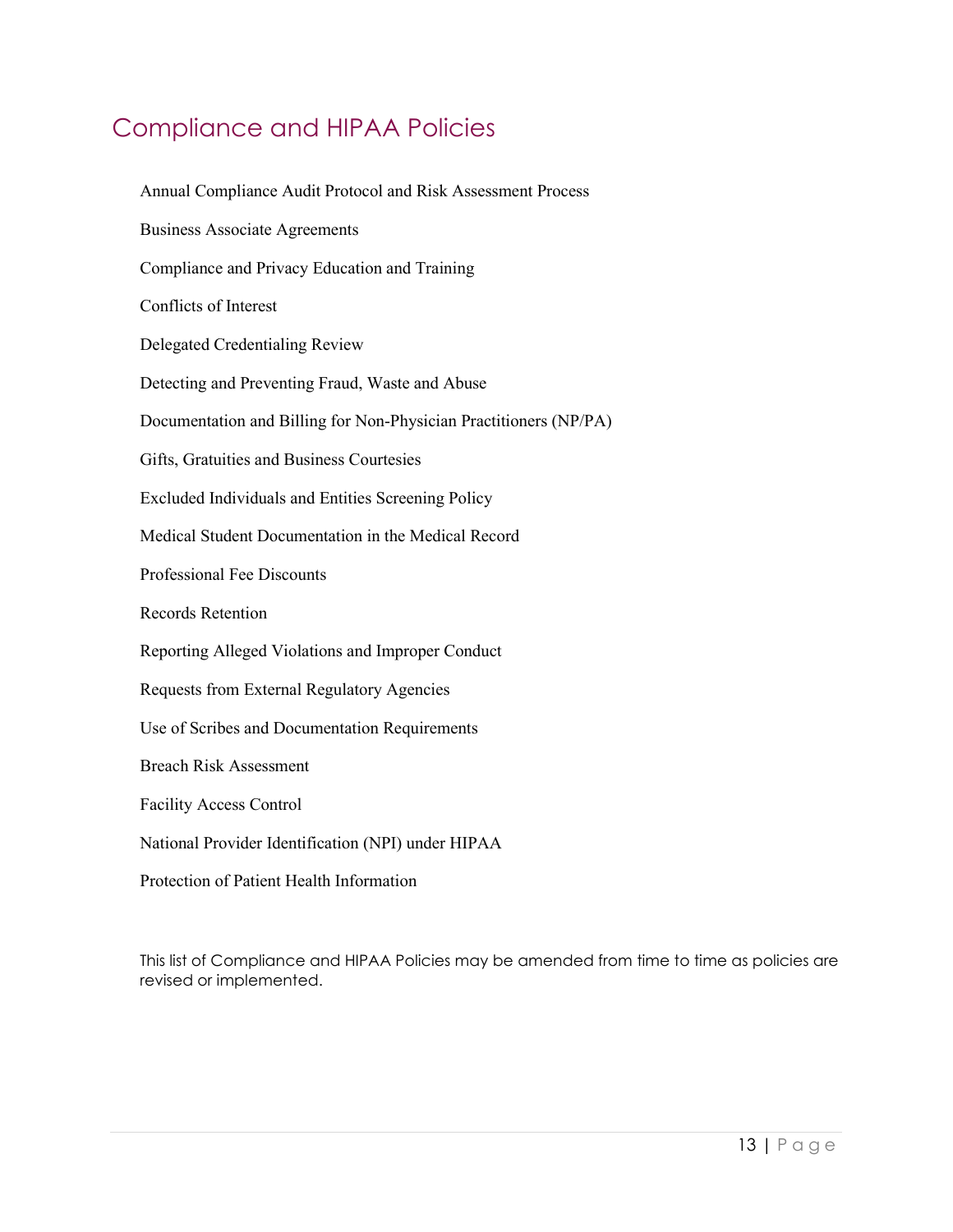# Compliance and HIPAA Policies

Annual Compliance Audit Protocol and Risk Assessment Process

Business Associate Agreements

Compliance and Privacy Education and Training

Conflicts of Interest

Delegated Credentialing Review

Detecting and Preventing Fraud, Waste and Abuse

Documentation and Billing for Non-Physician Practitioners (NP/PA)

Gifts, Gratuities and Business Courtesies

Excluded Individuals and Entities Screening Policy

Medical Student Documentation in the Medical Record

Professional Fee Discounts

Records Retention

Reporting Alleged Violations and Improper Conduct

Requests from External Regulatory Agencies

Use of Scribes and Documentation Requirements

Breach Risk Assessment

Facility Access Control

National Provider Identification (NPI) under HIPAA

Protection of Patient Health Information

This list of Compliance and HIPAA Policies may be amended from time to time as policies are revised or implemented.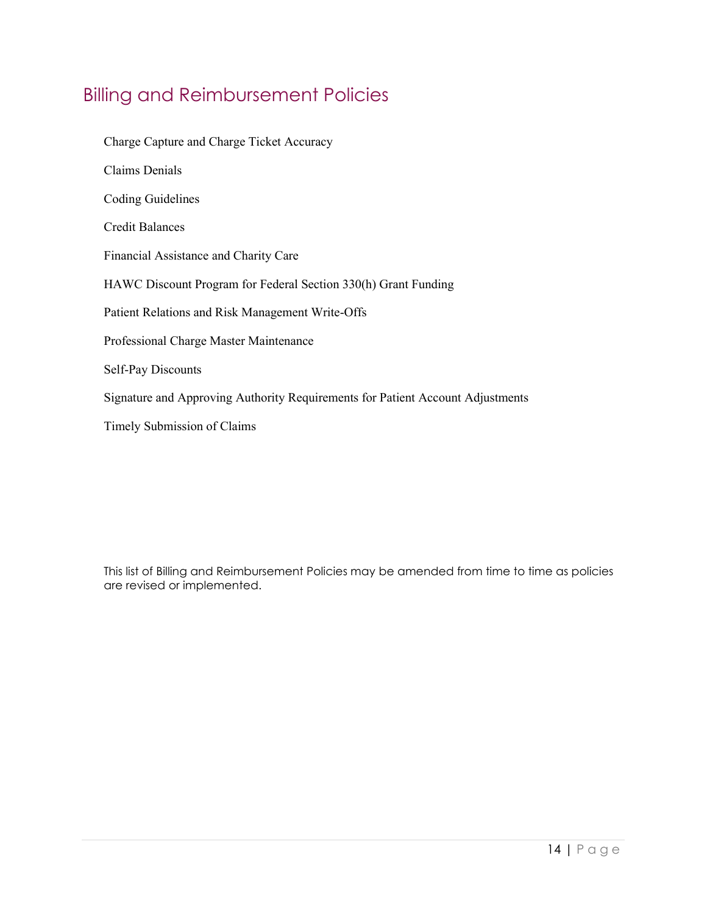# Billing and Reimbursement Policies

Charge Capture and Charge Ticket Accuracy

Claims Denials

Coding Guidelines

Credit Balances

Financial Assistance and Charity Care

HAWC Discount Program for Federal Section 330(h) Grant Funding

Patient Relations and Risk Management Write-Offs

Professional Charge Master Maintenance

Self-Pay Discounts

Signature and Approving Authority Requirements for Patient Account Adjustments

Timely Submission of Claims

This list of Billing and Reimbursement Policies may be amended from time to time as policies are revised or implemented.